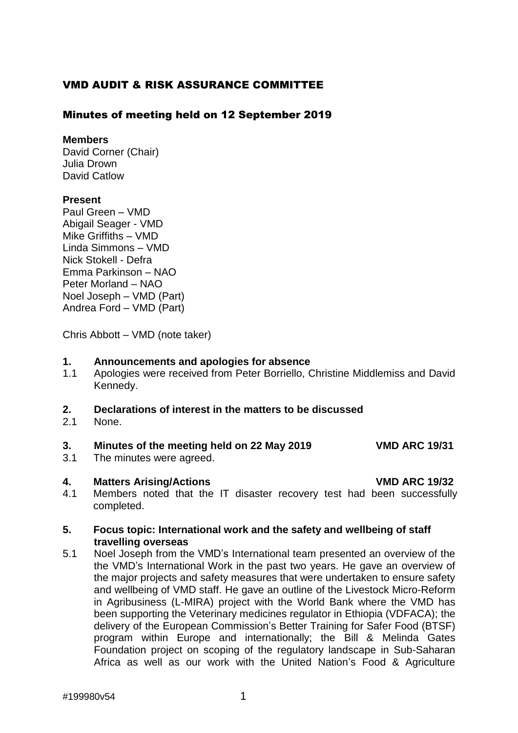# VMD AUDIT & RISK ASSURANCE COMMITTEE

## Minutes of meeting held on 12 September 2019

**Members**
David Corner (Chair)
Julia Drown
David Catlow

**Present**
Paul Green – VMD
Abigail Seager - VMD
Mike Griffiths – VMD
Linda Simmons – VMD
Nick Stokell - Defra
Emma Parkinson – NAO
Peter Morland – NAO
Noel Joseph – VMD (Part)
Andrea Ford – VMD (Part)

Chris Abbott – VMD (note taker)

**1. Announcements and apologies for absence**

1.1 Apologies were received from Peter Borriello, Christine Middlemiss and David Kennedy.

**2. Declarations of interest in the matters to be discussed**

2.1 None.

**3. Minutes of the meeting held on 22 May 2019 VMD ARC 19/31**

3.1 The minutes were agreed.

**4. Matters Arising/Actions VMD ARC 19/32**

4.1 Members noted that the IT disaster recovery test had been successfully completed.

**5. Focus topic: International work and the safety and wellbeing of staff travelling overseas**

5.1 Noel Joseph from the VMD's International team presented an overview of the the VMD's International Work in the past two years. He gave an overview of the major projects and safety measures that were undertaken to ensure safety and wellbeing of VMD staff. He gave an outline of the Livestock Micro-Reform in Agribusiness (L-MIRA) project with the World Bank where the VMD has been supporting the Veterinary medicines regulator in Ethiopia (VDFACA); the delivery of the European Commission's Better Training for Safer Food (BTSF) program within Europe and internationally; the Bill & Melinda Gates Foundation project on scoping of the regulatory landscape in Sub-Saharan Africa as well as our work with the United Nation's Food & Agriculture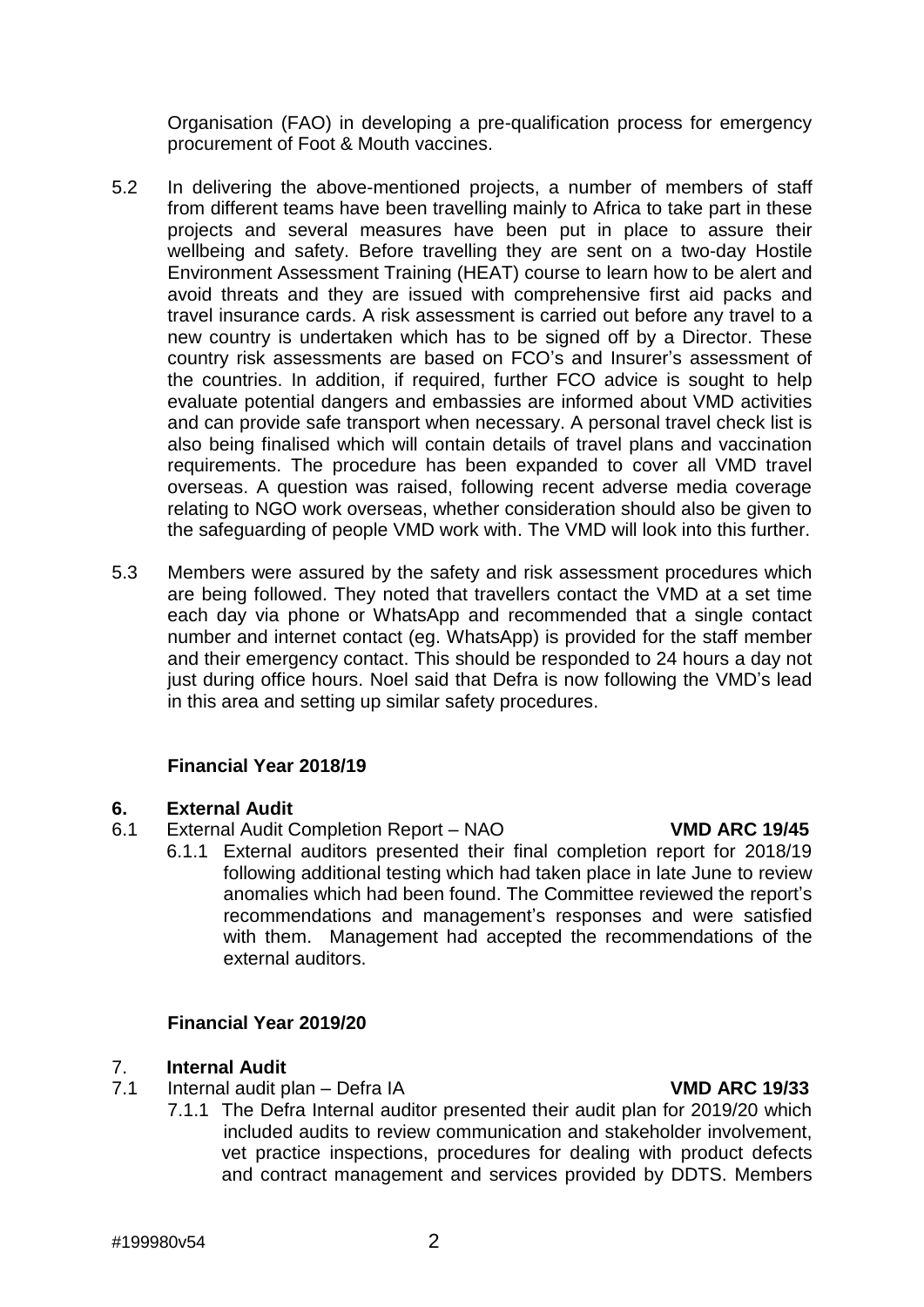Organisation (FAO) in developing a pre-qualification process for emergency procurement of Foot & Mouth vaccines.

5.2 In delivering the above-mentioned projects, a number of members of staff from different teams have been travelling mainly to Africa to take part in these projects and several measures have been put in place to assure their wellbeing and safety. Before travelling they are sent on a two-day Hostile Environment Assessment Training (HEAT) course to learn how to be alert and avoid threats and they are issued with comprehensive first aid packs and travel insurance cards. A risk assessment is carried out before any travel to a new country is undertaken which has to be signed off by a Director. These country risk assessments are based on FCO's and Insurer's assessment of the countries. In addition, if required, further FCO advice is sought to help evaluate potential dangers and embassies are informed about VMD activities and can provide safe transport when necessary. A personal travel check list is also being finalised which will contain details of travel plans and vaccination requirements. The procedure has been expanded to cover all VMD travel overseas. A question was raised, following recent adverse media coverage relating to NGO work overseas, whether consideration should also be given to the safeguarding of people VMD work with. The VMD will look into this further.

5.3 Members were assured by the safety and risk assessment procedures which are being followed. They noted that travellers contact the VMD at a set time each day via phone or WhatsApp and recommended that a single contact number and internet contact (eg. WhatsApp) is provided for the staff member and their emergency contact. This should be responded to 24 hours a day not just during office hours. Noel said that Defra is now following the VMD's lead in this area and setting up similar safety procedures.

## Financial Year 2018/19

## 6. External Audit

6.1 External Audit Completion Report – NAO **VMD ARC 19/45**

6.1.1 External auditors presented their final completion report for 2018/19 following additional testing which had taken place in late June to review anomalies which had been found. The Committee reviewed the report's recommendations and management's responses and were satisfied with them. Management had accepted the recommendations of the external auditors.

## Financial Year 2019/20

## 7. Internal Audit

7.1 Internal audit plan – Defra IA **VMD ARC 19/33**

7.1.1 The Defra Internal auditor presented their audit plan for 2019/20 which included audits to review communication and stakeholder involvement, vet practice inspections, procedures for dealing with product defects and contract management and services provided by DDTS. Members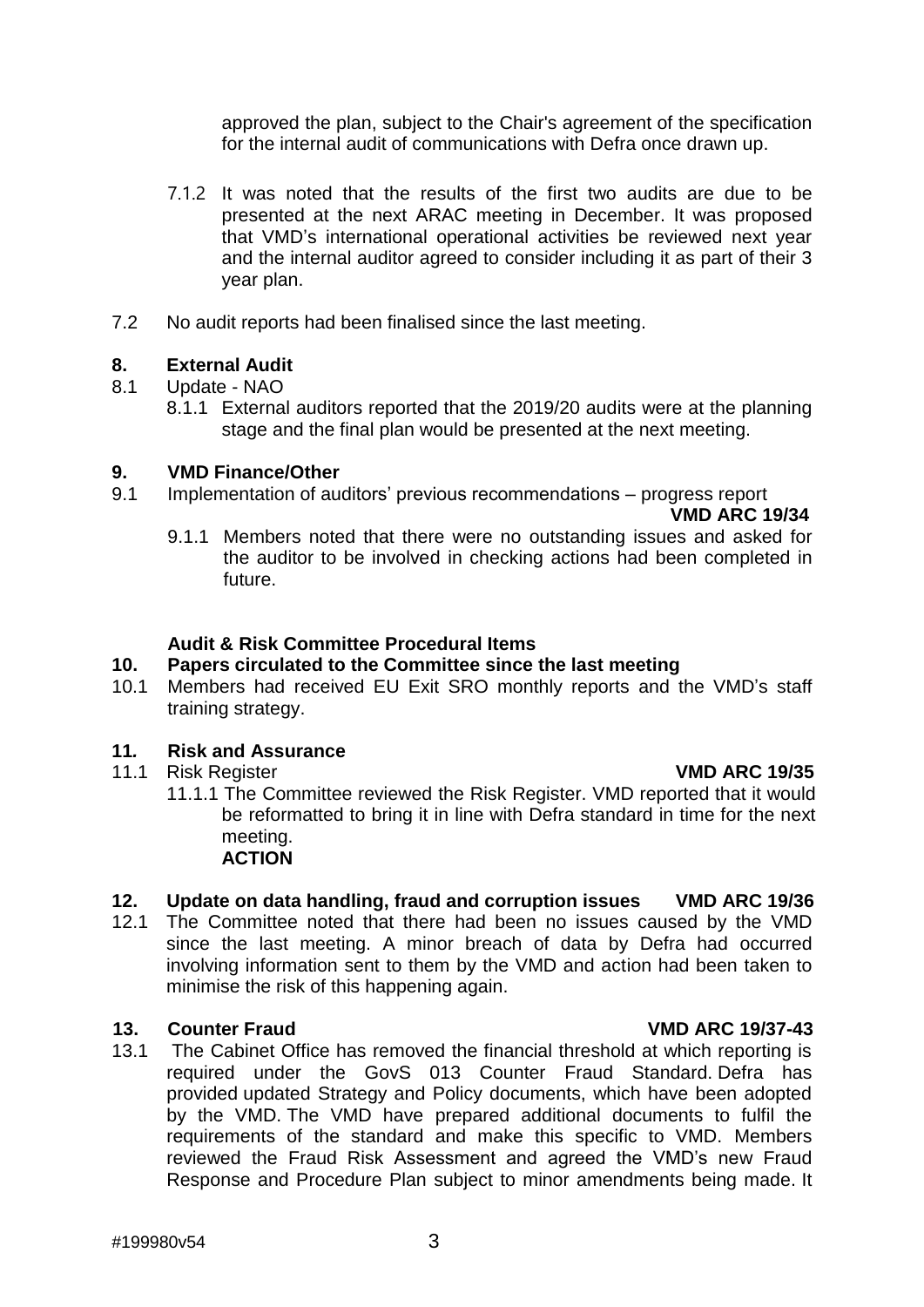approved the plan, subject to the Chair's agreement of the specification for the internal audit of communications with Defra once drawn up.

7.1.2 It was noted that the results of the first two audits are due to be presented at the next ARAC meeting in December. It was proposed that VMD's international operational activities be reviewed next year and the internal auditor agreed to consider including it as part of their 3 year plan.

7.2 No audit reports had been finalised since the last meeting.

## 8. External Audit

8.1 Update - NAO

8.1.1 External auditors reported that the 2019/20 audits were at the planning stage and the final plan would be presented at the next meeting.

## 9. VMD Finance/Other

9.1 Implementation of auditors' previous recommendations – progress report **VMD ARC 19/34**

9.1.1 Members noted that there were no outstanding issues and asked for the auditor to be involved in checking actions had been completed in future.

## Audit & Risk Committee Procedural Items

## 10. Papers circulated to the Committee since the last meeting

10.1 Members had received EU Exit SRO monthly reports and the VMD's staff training strategy.

## 11. Risk and Assurance

11.1 Risk Register **VMD ARC 19/35**

11.1.1 The Committee reviewed the Risk Register. VMD reported that it would be reformatted to bring it in line with Defra standard in time for the next meeting.
**ACTION**

## 12. Update on data handling, fraud and corruption issues **VMD ARC 19/36**

12.1 The Committee noted that there had been no issues caused by the VMD since the last meeting. A minor breach of data by Defra had occurred involving information sent to them by the VMD and action had been taken to minimise the risk of this happening again.

## 13. Counter Fraud **VMD ARC 19/37-43**

13.1 The Cabinet Office has removed the financial threshold at which reporting is required under the GovS 013 Counter Fraud Standard. Defra has provided updated Strategy and Policy documents, which have been adopted by the VMD. The VMD have prepared additional documents to fulfil the requirements of the standard and make this specific to VMD. Members reviewed the Fraud Risk Assessment and agreed the VMD's new Fraud Response and Procedure Plan subject to minor amendments being made. It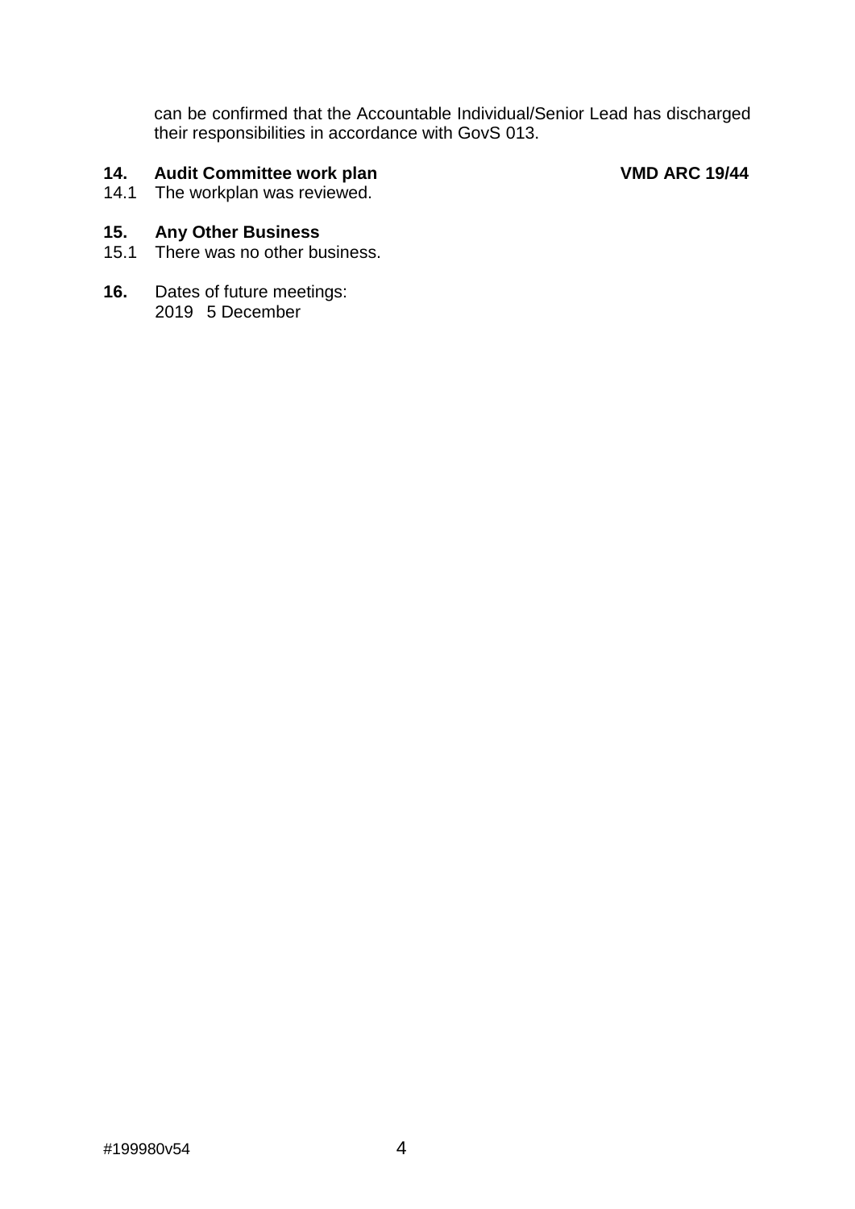can be confirmed that the Accountable Individual/Senior Lead has discharged their responsibilities in accordance with GovS 013.

**14. Audit Committee work plan** **VMD ARC 19/44**

14.1 The workplan was reviewed.

**15. Any Other Business**

15.1 There was no other business.

**16.** Dates of future meetings:
2019 5 December

#199980v54